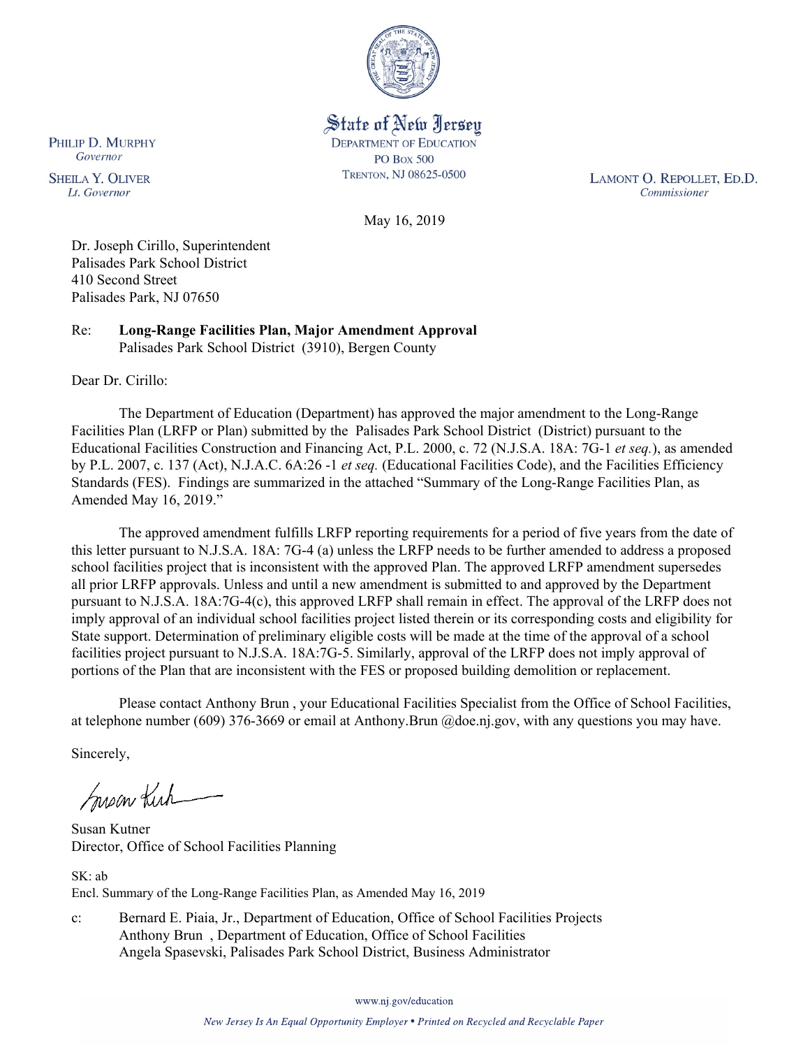State of New Jersey
DEPARTMENT OF EDUCATION
PO BOX 500
TRENTON, NJ 08625-0500

PHILIP D. MURPHY
*Governor*

SHEILA Y. OLIVER
*Lt. Governor*

LAMONT O. REPOLLET, ED.D.
*Commissioner*

May 16, 2019

Dr. Joseph Cirillo, Superintendent
Palisades Park School District
410 Second Street
Palisades Park, NJ 07650

Re: **Long-Range Facilities Plan, Major Amendment Approval**
Palisades Park School District (3910), Bergen County

Dear Dr. Cirillo:

The Department of Education (Department) has approved the major amendment to the Long-Range Facilities Plan (LRFP or Plan) submitted by the Palisades Park School District (District) pursuant to the Educational Facilities Construction and Financing Act, P.L. 2000, c. 72 (N.J.S.A. 18A: 7G-1 *et seq.*), as amended by P.L. 2007, c. 137 (Act), N.J.A.C. 6A:26 -1 *et seq.* (Educational Facilities Code), and the Facilities Efficiency Standards (FES). Findings are summarized in the attached "Summary of the Long-Range Facilities Plan, as Amended May 16, 2019."

The approved amendment fulfills LRFP reporting requirements for a period of five years from the date of this letter pursuant to N.J.S.A. 18A: 7G-4 (a) unless the LRFP needs to be further amended to address a proposed school facilities project that is inconsistent with the approved Plan. The approved LRFP amendment supersedes all prior LRFP approvals. Unless and until a new amendment is submitted to and approved by the Department pursuant to N.J.S.A. 18A:7G-4(c), this approved LRFP shall remain in effect. The approval of the LRFP does not imply approval of an individual school facilities project listed therein or its corresponding costs and eligibility for State support. Determination of preliminary eligible costs will be made at the time of the approval of a school facilities project pursuant to N.J.S.A. 18A:7G-5. Similarly, approval of the LRFP does not imply approval of portions of the Plan that are inconsistent with the FES or proposed building demolition or replacement.

Please contact Anthony Brun , your Educational Facilities Specialist from the Office of School Facilities, at telephone number (609) 376-3669 or email at Anthony.Brun @doe.nj.gov, with any questions you may have.

Sincerely,

Susan Kutner
Director, Office of School Facilities Planning

SK: ab
Encl. Summary of the Long-Range Facilities Plan, as Amended May 16, 2019

c: Bernard E. Piaia, Jr., Department of Education, Office of School Facilities Projects
Anthony Brun , Department of Education, Office of School Facilities
Angela Spasevski, Palisades Park School District, Business Administrator

www.nj.gov/education

*New Jersey Is An Equal Opportunity Employer • Printed on Recycled and Recyclable Paper*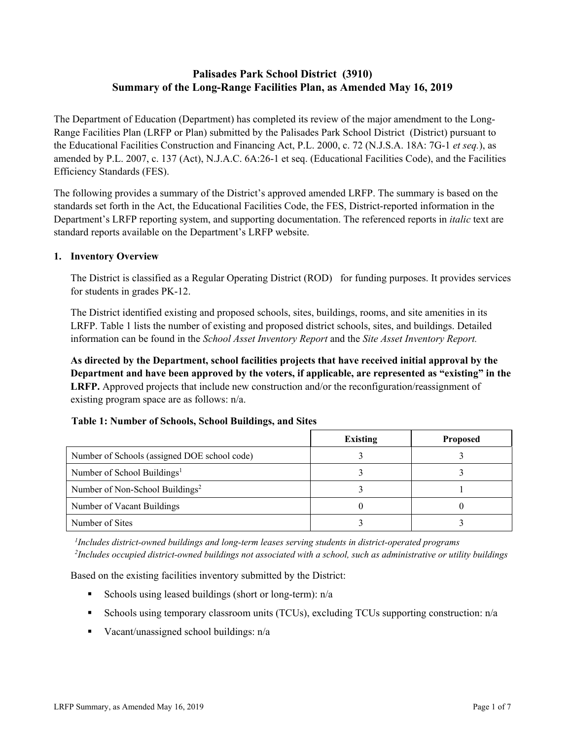# Palisades Park School District (3910)
# Summary of the Long-Range Facilities Plan, as Amended May 16, 2019

The Department of Education (Department) has completed its review of the major amendment to the Long-Range Facilities Plan (LRFP or Plan) submitted by the Palisades Park School District (District) pursuant to the Educational Facilities Construction and Financing Act, P.L. 2000, c. 72 (N.J.S.A. 18A: 7G-1 *et seq.*), as amended by P.L. 2007, c. 137 (Act), N.J.A.C. 6A:26-1 et seq. (Educational Facilities Code), and the Facilities Efficiency Standards (FES).

The following provides a summary of the District's approved amended LRFP. The summary is based on the standards set forth in the Act, the Educational Facilities Code, the FES, District-reported information in the Department's LRFP reporting system, and supporting documentation. The referenced reports in *italic* text are standard reports available on the Department's LRFP website.

## 1. Inventory Overview

The District is classified as a Regular Operating District (ROD) for funding purposes. It provides services for students in grades PK-12.

The District identified existing and proposed schools, sites, buildings, rooms, and site amenities in its LRFP. Table 1 lists the number of existing and proposed district schools, sites, and buildings. Detailed information can be found in the *School Asset Inventory Report* and the *Site Asset Inventory Report.*

**As directed by the Department, school facilities projects that have received initial approval by the Department and have been approved by the voters, if applicable, are represented as "existing" in the LRFP.** Approved projects that include new construction and/or the reconfiguration/reassignment of existing program space are as follows: n/a.

**Table 1: Number of Schools, School Buildings, and Sites**

| | Existing | Proposed |
|---|---|---|
| Number of Schools (assigned DOE school code) | 3 | 3 |
| Number of School Buildings[1] | 3 | 3 |
| Number of Non-School Buildings[2] | 3 | 1 |
| Number of Vacant Buildings | 0 | 0 |
| Number of Sites | 3 | 3 |

[1]*Includes district-owned buildings and long-term leases serving students in district-operated programs*
[2]*Includes occupied district-owned buildings not associated with a school, such as administrative or utility buildings*

Based on the existing facilities inventory submitted by the District:

- Schools using leased buildings (short or long-term): n/a
- Schools using temporary classroom units (TCUs), excluding TCUs supporting construction: n/a
- Vacant/unassigned school buildings: n/a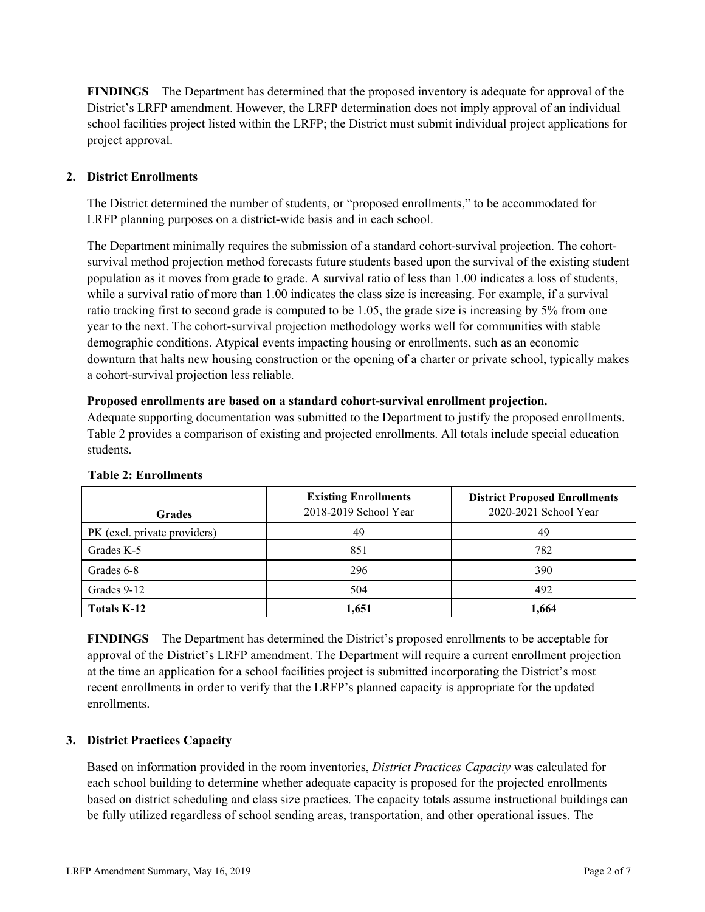**FINDINGS** The Department has determined that the proposed inventory is adequate for approval of the District's LRFP amendment. However, the LRFP determination does not imply approval of an individual school facilities project listed within the LRFP; the District must submit individual project applications for project approval.

## 2. District Enrollments

The District determined the number of students, or "proposed enrollments," to be accommodated for LRFP planning purposes on a district-wide basis and in each school.

The Department minimally requires the submission of a standard cohort-survival projection. The cohort-survival method projection method forecasts future students based upon the survival of the existing student population as it moves from grade to grade. A survival ratio of less than 1.00 indicates a loss of students, while a survival ratio of more than 1.00 indicates the class size is increasing. For example, if a survival ratio tracking first to second grade is computed to be 1.05, the grade size is increasing by 5% from one year to the next. The cohort-survival projection methodology works well for communities with stable demographic conditions. Atypical events impacting housing or enrollments, such as an economic downturn that halts new housing construction or the opening of a charter or private school, typically makes a cohort-survival projection less reliable.

**Proposed enrollments are based on a standard cohort-survival enrollment projection.**

Adequate supporting documentation was submitted to the Department to justify the proposed enrollments. Table 2 provides a comparison of existing and projected enrollments. All totals include special education students.

**Table 2: Enrollments**

| Grades | **Existing Enrollments** 2018-2019 School Year | **District Proposed Enrollments** 2020-2021 School Year |
|---|---|---|
| PK (excl. private providers) | 49 | 49 |
| Grades K-5 | 851 | 782 |
| Grades 6-8 | 296 | 390 |
| Grades 9-12 | 504 | 492 |
| **Totals K-12** | **1,651** | **1,664** |

**FINDINGS** The Department has determined the District's proposed enrollments to be acceptable for approval of the District's LRFP amendment. The Department will require a current enrollment projection at the time an application for a school facilities project is submitted incorporating the District's most recent enrollments in order to verify that the LRFP's planned capacity is appropriate for the updated enrollments.

## 3. District Practices Capacity

Based on information provided in the room inventories, *District Practices Capacity* was calculated for each school building to determine whether adequate capacity is proposed for the projected enrollments based on district scheduling and class size practices. The capacity totals assume instructional buildings can be fully utilized regardless of school sending areas, transportation, and other operational issues. The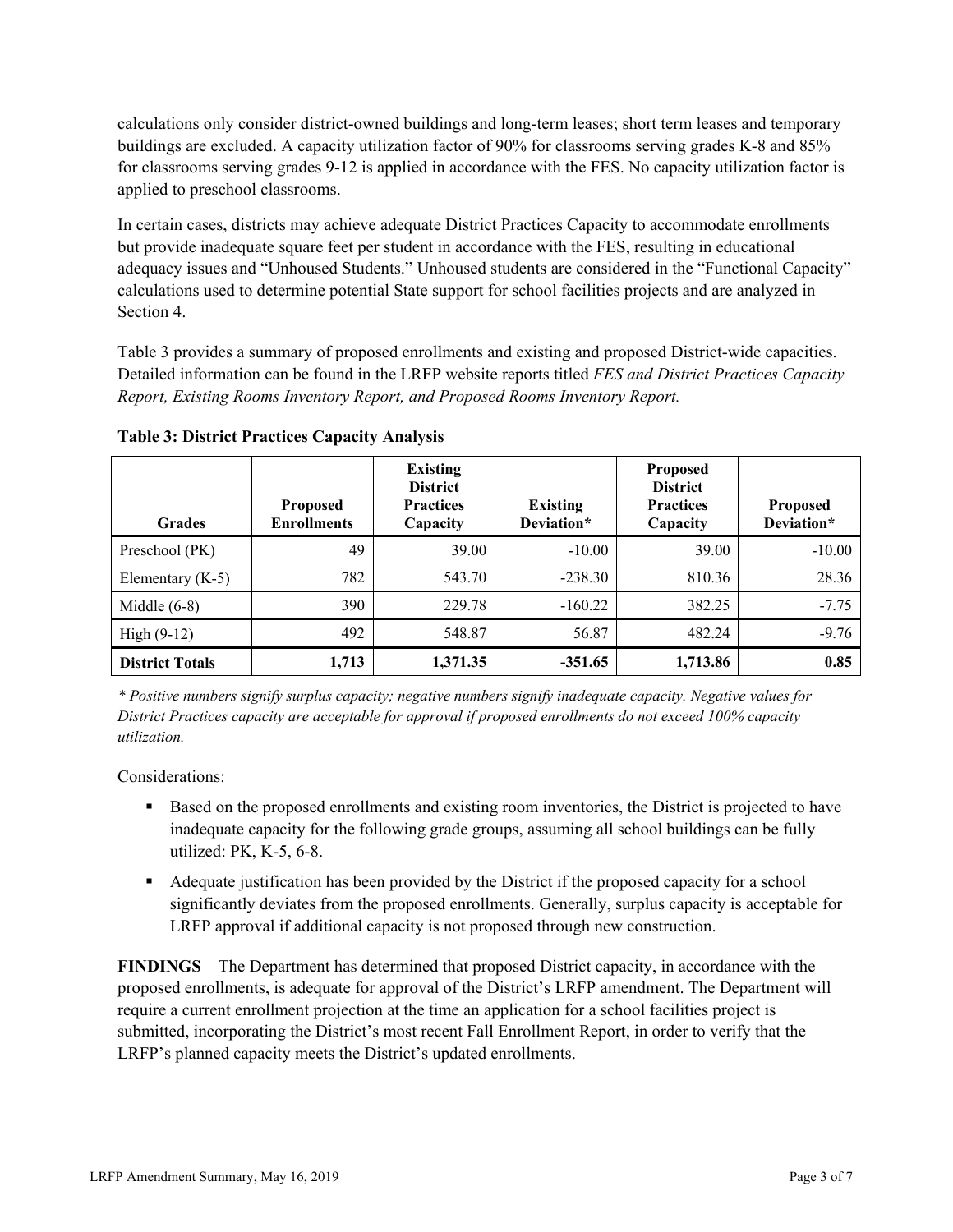calculations only consider district-owned buildings and long-term leases; short term leases and temporary buildings are excluded. A capacity utilization factor of 90% for classrooms serving grades K-8 and 85% for classrooms serving grades 9-12 is applied in accordance with the FES. No capacity utilization factor is applied to preschool classrooms.

In certain cases, districts may achieve adequate District Practices Capacity to accommodate enrollments but provide inadequate square feet per student in accordance with the FES, resulting in educational adequacy issues and "Unhoused Students." Unhoused students are considered in the "Functional Capacity" calculations used to determine potential State support for school facilities projects and are analyzed in Section 4.

Table 3 provides a summary of proposed enrollments and existing and proposed District-wide capacities. Detailed information can be found in the LRFP website reports titled *FES and District Practices Capacity Report, Existing Rooms Inventory Report, and Proposed Rooms Inventory Report.*

**Table 3: District Practices Capacity Analysis**

| Grades | Proposed Enrollments | Existing District Practices Capacity | Existing Deviation* | Proposed District Practices Capacity | Proposed Deviation* |
|---|---|---|---|---|---|
| Preschool (PK) | 49 | 39.00 | -10.00 | 39.00 | -10.00 |
| Elementary (K-5) | 782 | 543.70 | -238.30 | 810.36 | 28.36 |
| Middle (6-8) | 390 | 229.78 | -160.22 | 382.25 | -7.75 |
| High (9-12) | 492 | 548.87 | 56.87 | 482.24 | -9.76 |
| **District Totals** | **1,713** | **1,371.35** | **-351.65** | **1,713.86** | **0.85** |

*\* Positive numbers signify surplus capacity; negative numbers signify inadequate capacity. Negative values for District Practices capacity are acceptable for approval if proposed enrollments do not exceed 100% capacity utilization.*

Considerations:

- Based on the proposed enrollments and existing room inventories, the District is projected to have inadequate capacity for the following grade groups, assuming all school buildings can be fully utilized: PK, K-5, 6-8.
- Adequate justification has been provided by the District if the proposed capacity for a school significantly deviates from the proposed enrollments. Generally, surplus capacity is acceptable for LRFP approval if additional capacity is not proposed through new construction.

**FINDINGS** The Department has determined that proposed District capacity, in accordance with the proposed enrollments, is adequate for approval of the District's LRFP amendment. The Department will require a current enrollment projection at the time an application for a school facilities project is submitted, incorporating the District's most recent Fall Enrollment Report, in order to verify that the LRFP's planned capacity meets the District's updated enrollments.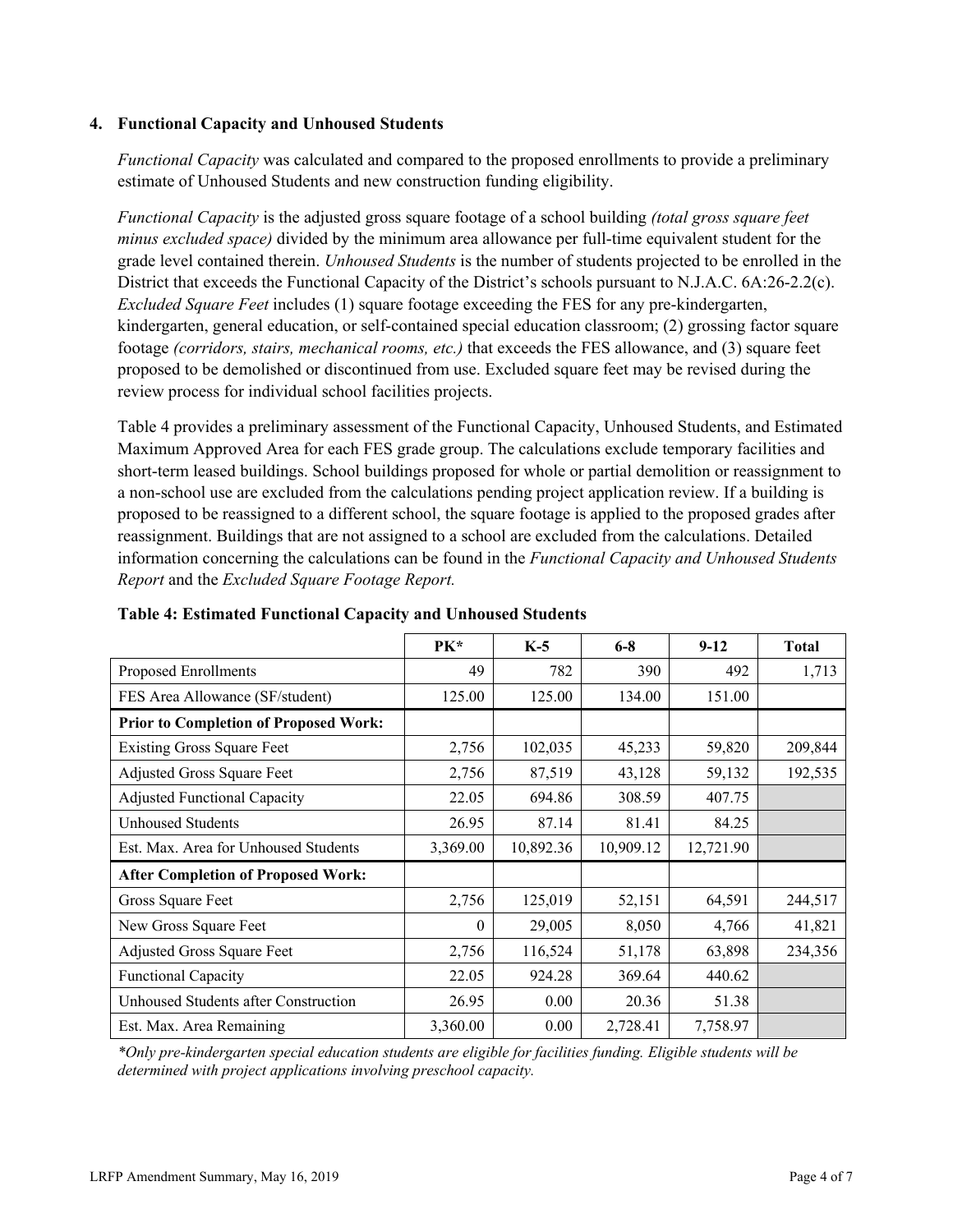### 4. Functional Capacity and Unhoused Students

*Functional Capacity* was calculated and compared to the proposed enrollments to provide a preliminary estimate of Unhoused Students and new construction funding eligibility.

*Functional Capacity* is the adjusted gross square footage of a school building *(total gross square feet minus excluded space)* divided by the minimum area allowance per full-time equivalent student for the grade level contained therein. *Unhoused Students* is the number of students projected to be enrolled in the District that exceeds the Functional Capacity of the District's schools pursuant to N.J.A.C. 6A:26-2.2(c). *Excluded Square Feet* includes (1) square footage exceeding the FES for any pre-kindergarten, kindergarten, general education, or self-contained special education classroom; (2) grossing factor square footage *(corridors, stairs, mechanical rooms, etc.)* that exceeds the FES allowance, and (3) square feet proposed to be demolished or discontinued from use. Excluded square feet may be revised during the review process for individual school facilities projects.

Table 4 provides a preliminary assessment of the Functional Capacity, Unhoused Students, and Estimated Maximum Approved Area for each FES grade group. The calculations exclude temporary facilities and short-term leased buildings. School buildings proposed for whole or partial demolition or reassignment to a non-school use are excluded from the calculations pending project application review. If a building is proposed to be reassigned to a different school, the square footage is applied to the proposed grades after reassignment. Buildings that are not assigned to a school are excluded from the calculations. Detailed information concerning the calculations can be found in the *Functional Capacity and Unhoused Students Report* and the *Excluded Square Footage Report.*

**Table 4: Estimated Functional Capacity and Unhoused Students**

| | PK* | K-5 | 6-8 | 9-12 | Total |
|---|---|---|---|---|---|
| Proposed Enrollments | 49 | 782 | 390 | 492 | 1,713 |
| FES Area Allowance (SF/student) | 125.00 | 125.00 | 134.00 | 151.00 | |
| **Prior to Completion of Proposed Work:** | | | | | |
| Existing Gross Square Feet | 2,756 | 102,035 | 45,233 | 59,820 | 209,844 |
| Adjusted Gross Square Feet | 2,756 | 87,519 | 43,128 | 59,132 | 192,535 |
| Adjusted Functional Capacity | 22.05 | 694.86 | 308.59 | 407.75 | |
| Unhoused Students | 26.95 | 87.14 | 81.41 | 84.25 | |
| Est. Max. Area for Unhoused Students | 3,369.00 | 10,892.36 | 10,909.12 | 12,721.90 | |
| **After Completion of Proposed Work:** | | | | | |
| Gross Square Feet | 2,756 | 125,019 | 52,151 | 64,591 | 244,517 |
| New Gross Square Feet | 0 | 29,005 | 8,050 | 4,766 | 41,821 |
| Adjusted Gross Square Feet | 2,756 | 116,524 | 51,178 | 63,898 | 234,356 |
| Functional Capacity | 22.05 | 924.28 | 369.64 | 440.62 | |
| Unhoused Students after Construction | 26.95 | 0.00 | 20.36 | 51.38 | |
| Est. Max. Area Remaining | 3,360.00 | 0.00 | 2,728.41 | 7,758.97 | |

*\*Only pre-kindergarten special education students are eligible for facilities funding. Eligible students will be determined with project applications involving preschool capacity.*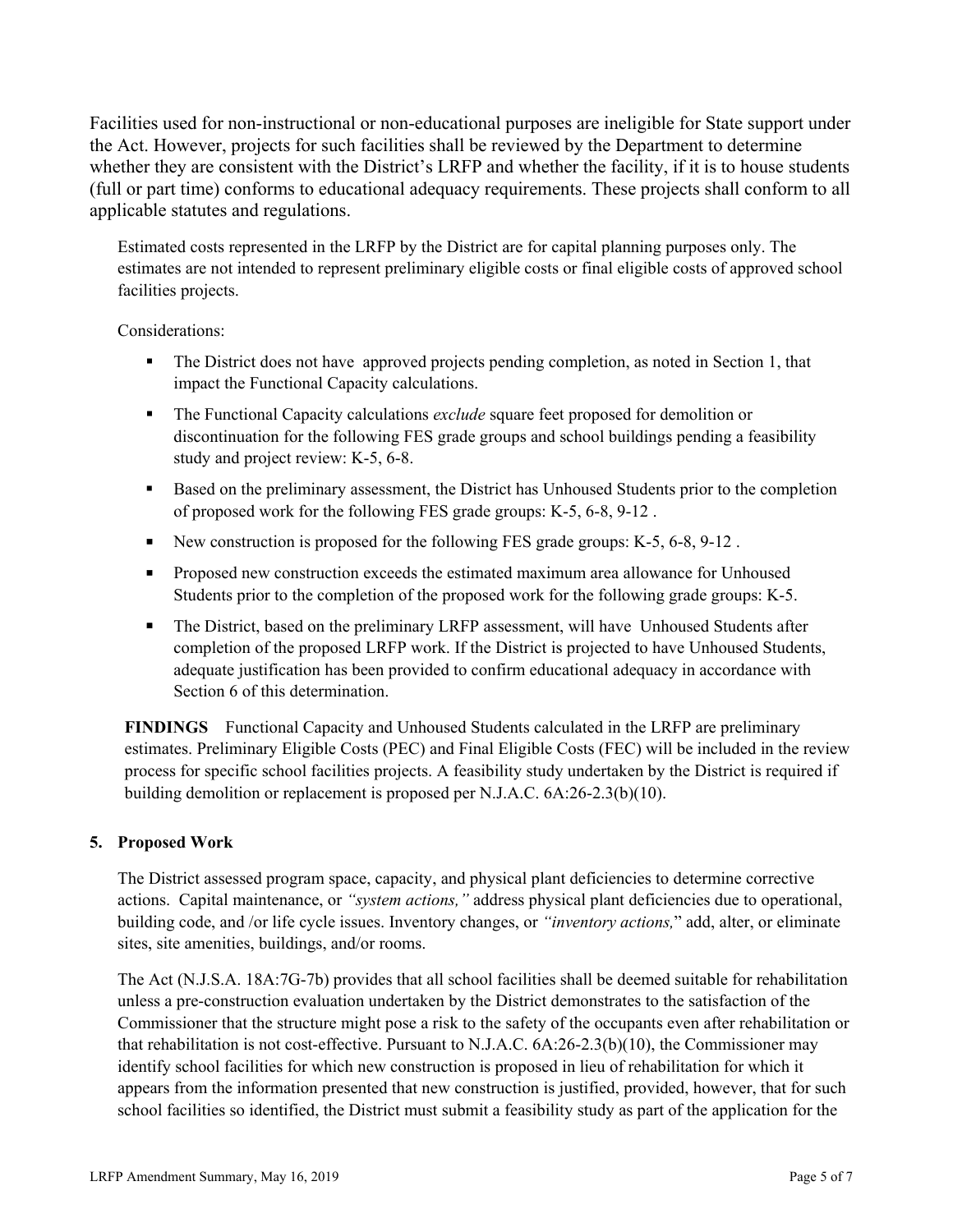Facilities used for non-instructional or non-educational purposes are ineligible for State support under the Act. However, projects for such facilities shall be reviewed by the Department to determine whether they are consistent with the District's LRFP and whether the facility, if it is to house students (full or part time) conforms to educational adequacy requirements. These projects shall conform to all applicable statutes and regulations.

Estimated costs represented in the LRFP by the District are for capital planning purposes only. The estimates are not intended to represent preliminary eligible costs or final eligible costs of approved school facilities projects.

Considerations:

- The District does not have approved projects pending completion, as noted in Section 1, that impact the Functional Capacity calculations.
- The Functional Capacity calculations *exclude* square feet proposed for demolition or discontinuation for the following FES grade groups and school buildings pending a feasibility study and project review: K-5, 6-8.
- Based on the preliminary assessment, the District has Unhoused Students prior to the completion of proposed work for the following FES grade groups: K-5, 6-8, 9-12 .
- New construction is proposed for the following FES grade groups: K-5, 6-8, 9-12 .
- Proposed new construction exceeds the estimated maximum area allowance for Unhoused Students prior to the completion of the proposed work for the following grade groups: K-5.
- The District, based on the preliminary LRFP assessment, will have Unhoused Students after completion of the proposed LRFP work. If the District is projected to have Unhoused Students, adequate justification has been provided to confirm educational adequacy in accordance with Section 6 of this determination.

**FINDINGS** Functional Capacity and Unhoused Students calculated in the LRFP are preliminary estimates. Preliminary Eligible Costs (PEC) and Final Eligible Costs (FEC) will be included in the review process for specific school facilities projects. A feasibility study undertaken by the District is required if building demolition or replacement is proposed per N.J.A.C. 6A:26-2.3(b)(10).

## 5. Proposed Work

The District assessed program space, capacity, and physical plant deficiencies to determine corrective actions. Capital maintenance, or *"system actions,"* address physical plant deficiencies due to operational, building code, and /or life cycle issues. Inventory changes, or *"inventory actions,"* add, alter, or eliminate sites, site amenities, buildings, and/or rooms.

The Act (N.J.S.A. 18A:7G-7b) provides that all school facilities shall be deemed suitable for rehabilitation unless a pre-construction evaluation undertaken by the District demonstrates to the satisfaction of the Commissioner that the structure might pose a risk to the safety of the occupants even after rehabilitation or that rehabilitation is not cost-effective. Pursuant to N.J.A.C. 6A:26-2.3(b)(10), the Commissioner may identify school facilities for which new construction is proposed in lieu of rehabilitation for which it appears from the information presented that new construction is justified, provided, however, that for such school facilities so identified, the District must submit a feasibility study as part of the application for the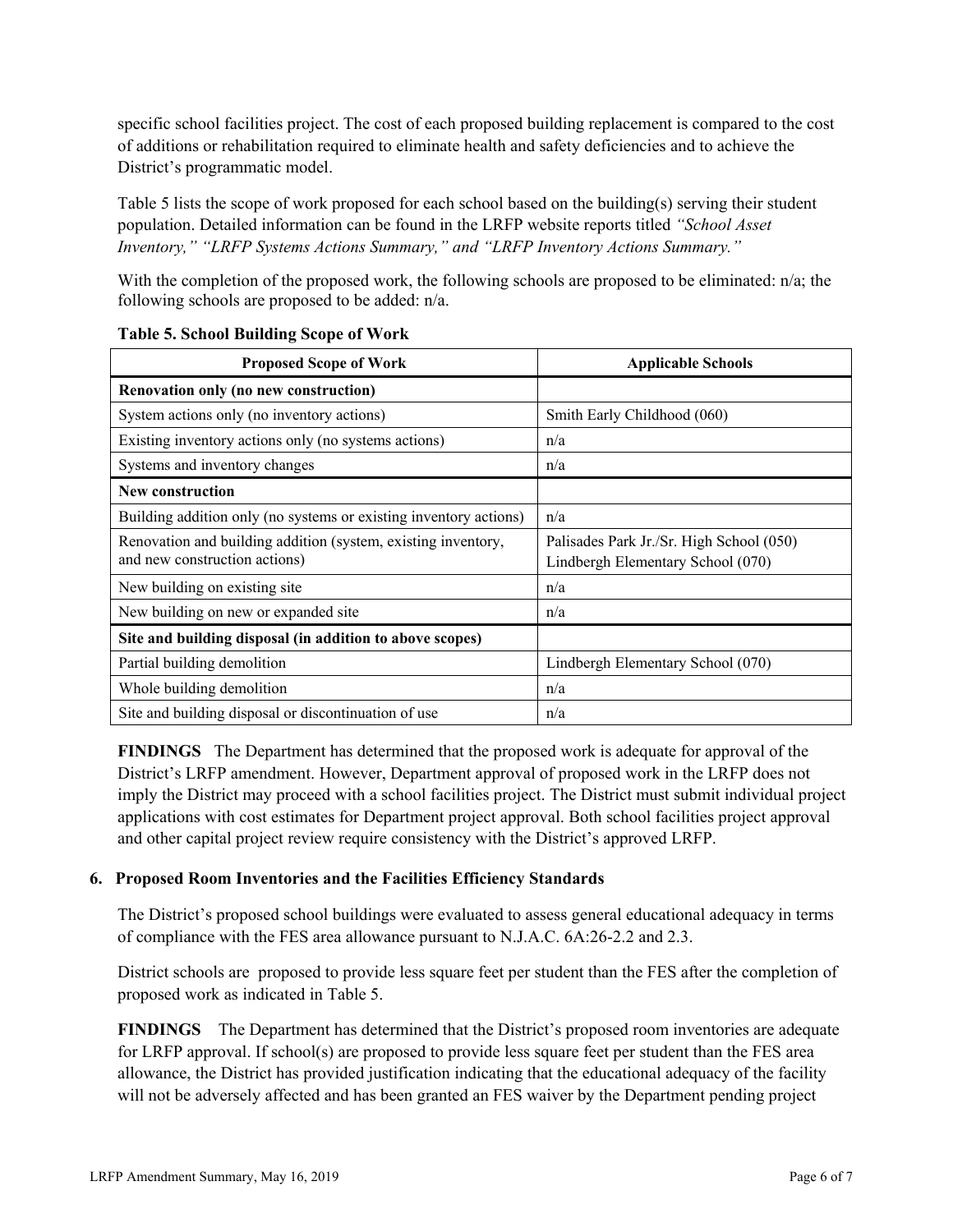specific school facilities project. The cost of each proposed building replacement is compared to the cost of additions or rehabilitation required to eliminate health and safety deficiencies and to achieve the District's programmatic model.

Table 5 lists the scope of work proposed for each school based on the building(s) serving their student population. Detailed information can be found in the LRFP website reports titled *"School Asset Inventory," "LRFP Systems Actions Summary," and "LRFP Inventory Actions Summary."*

With the completion of the proposed work, the following schools are proposed to be eliminated: n/a; the following schools are proposed to be added: n/a.

**Table 5. School Building Scope of Work**

| Proposed Scope of Work | Applicable Schools |
|---|---|
| **Renovation only (no new construction)** | |
| System actions only (no inventory actions) | Smith Early Childhood (060) |
| Existing inventory actions only (no systems actions) | n/a |
| Systems and inventory changes | n/a |
| **New construction** | |
| Building addition only (no systems or existing inventory actions) | n/a |
| Renovation and building addition (system, existing inventory, and new construction actions) | Palisades Park Jr./Sr. High School (050) Lindbergh Elementary School (070) |
| New building on existing site | n/a |
| New building on new or expanded site | n/a |
| **Site and building disposal (in addition to above scopes)** | |
| Partial building demolition | Lindbergh Elementary School (070) |
| Whole building demolition | n/a |
| Site and building disposal or discontinuation of use | n/a |

**FINDINGS** The Department has determined that the proposed work is adequate for approval of the District's LRFP amendment. However, Department approval of proposed work in the LRFP does not imply the District may proceed with a school facilities project. The District must submit individual project applications with cost estimates for Department project approval. Both school facilities project approval and other capital project review require consistency with the District's approved LRFP.

### 6. Proposed Room Inventories and the Facilities Efficiency Standards

The District's proposed school buildings were evaluated to assess general educational adequacy in terms of compliance with the FES area allowance pursuant to N.J.A.C. 6A:26-2.2 and 2.3.

District schools are proposed to provide less square feet per student than the FES after the completion of proposed work as indicated in Table 5.

**FINDINGS** The Department has determined that the District's proposed room inventories are adequate for LRFP approval. If school(s) are proposed to provide less square feet per student than the FES area allowance, the District has provided justification indicating that the educational adequacy of the facility will not be adversely affected and has been granted an FES waiver by the Department pending project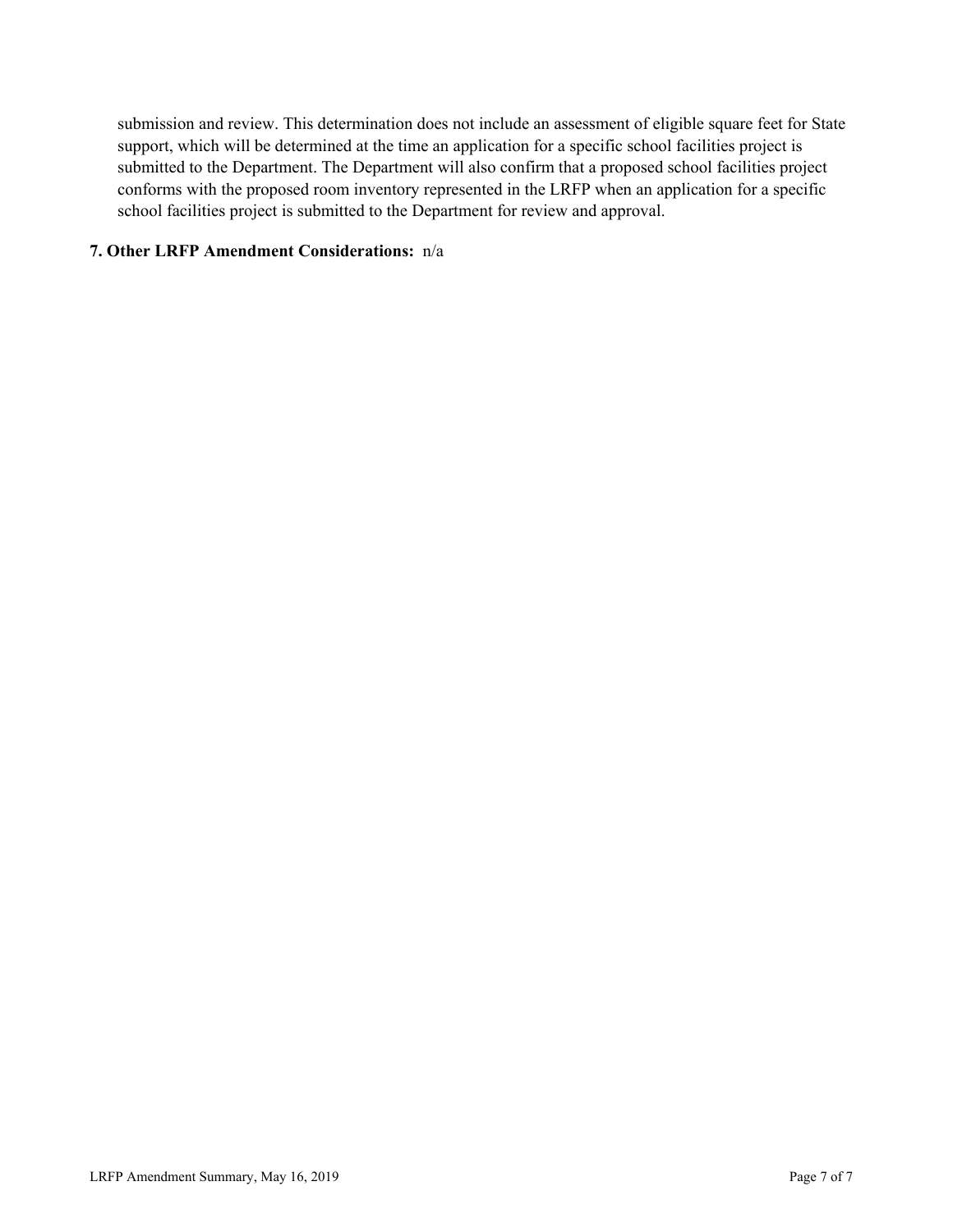submission and review. This determination does not include an assessment of eligible square feet for State support, which will be determined at the time an application for a specific school facilities project is submitted to the Department. The Department will also confirm that a proposed school facilities project conforms with the proposed room inventory represented in the LRFP when an application for a specific school facilities project is submitted to the Department for review and approval.

**7. Other LRFP Amendment Considerations:** n/a